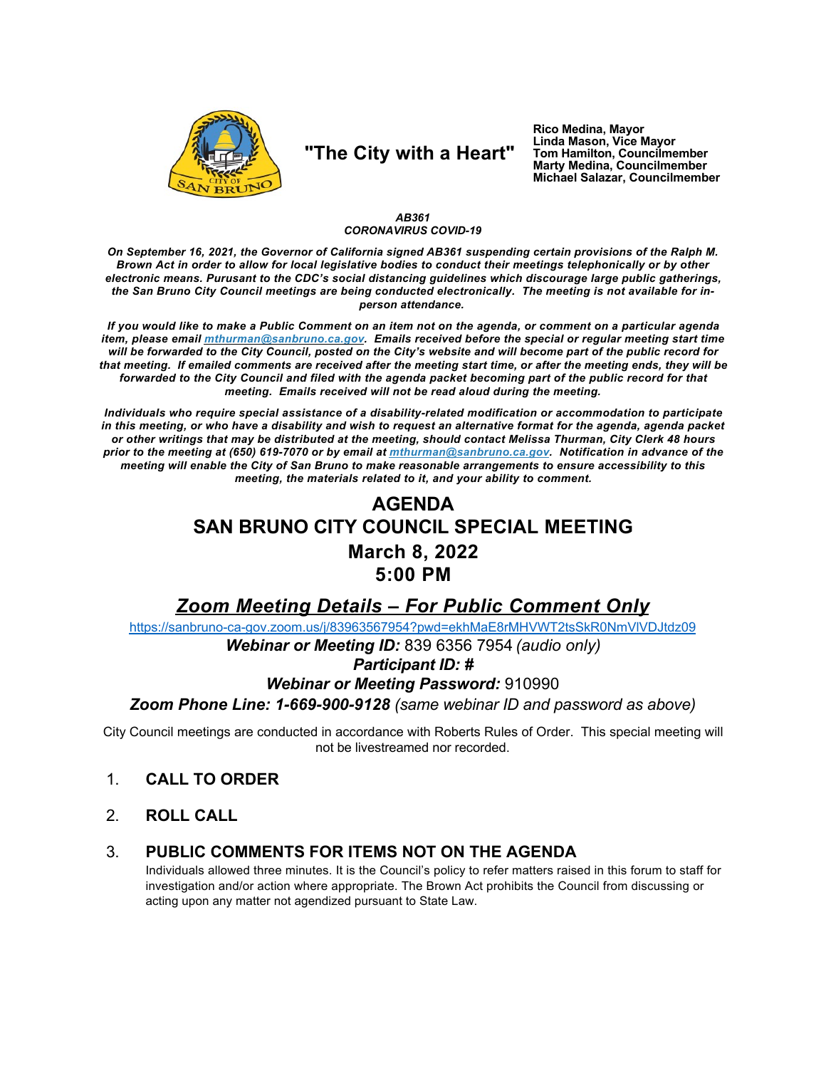"The City with a Heart"

**Rico Medina, Mayor**
**Linda Mason, Vice Mayor**
**Tom Hamilton, Councilmember**
**Marty Medina, Councilmember**
**Michael Salazar, Councilmember**

***AB361***
***CORONAVIRUS COVID-19***

***On September 16, 2021, the Governor of California signed AB361 suspending certain provisions of the Ralph M. Brown Act in order to allow for local legislative bodies to conduct their meetings telephonically or by other electronic means. Pursuant to the CDC's social distancing guidelines which discourage large public gatherings, the San Bruno City Council meetings are being conducted electronically. The meeting is not available for in-person attendance.***

***If you would like to make a Public Comment on an item not on the agenda, or comment on a particular agenda item, please email [mthurman@sanbruno.ca.gov](mailto:mthurman@sanbruno.ca.gov). Emails received before the special or regular meeting start time will be forwarded to the City Council, posted on the City's website and will become part of the public record for that meeting. If emailed comments are received after the meeting start time, or after the meeting ends, they will be forwarded to the City Council and filed with the agenda packet becoming part of the public record for that meeting. Emails received will not be read aloud during the meeting.***

***Individuals who require special assistance of a disability-related modification or accommodation to participate in this meeting, or who have a disability and wish to request an alternative format for the agenda, agenda packet or other writings that may be distributed at the meeting, should contact Melissa Thurman, City Clerk 48 hours prior to the meeting at (650) 619-7070 or by email at [mthurman@sanbruno.ca.gov](mailto:mthurman@sanbruno.ca.gov). Notification in advance of the meeting will enable the City of San Bruno to make reasonable arrangements to ensure accessibility to this meeting, the materials related to it, and your ability to comment.***

# AGENDA
# SAN BRUNO CITY COUNCIL SPECIAL MEETING
# March 8, 2022
# 5:00 PM

## *Zoom Meeting Details – For Public Comment Only*

https://sanbruno-ca-gov.zoom.us/j/83963567954?pwd=ekhMaE8rMHVWT2tsSkR0NmVlVDJtdz09

***Webinar or Meeting ID:*** 839 6356 7954 *(audio only)*

***Participant ID: #***

***Webinar or Meeting Password:*** 910990

***Zoom Phone Line: 1-669-900-9128*** *(same webinar ID and password as above)*

City Council meetings are conducted in accordance with Roberts Rules of Order. This special meeting will not be livestreamed nor recorded.

1. **CALL TO ORDER**

2. **ROLL CALL**

3. **PUBLIC COMMENTS FOR ITEMS NOT ON THE AGENDA**
   Individuals allowed three minutes. It is the Council's policy to refer matters raised in this forum to staff for investigation and/or action where appropriate. The Brown Act prohibits the Council from discussing or acting upon any matter not agendized pursuant to State Law.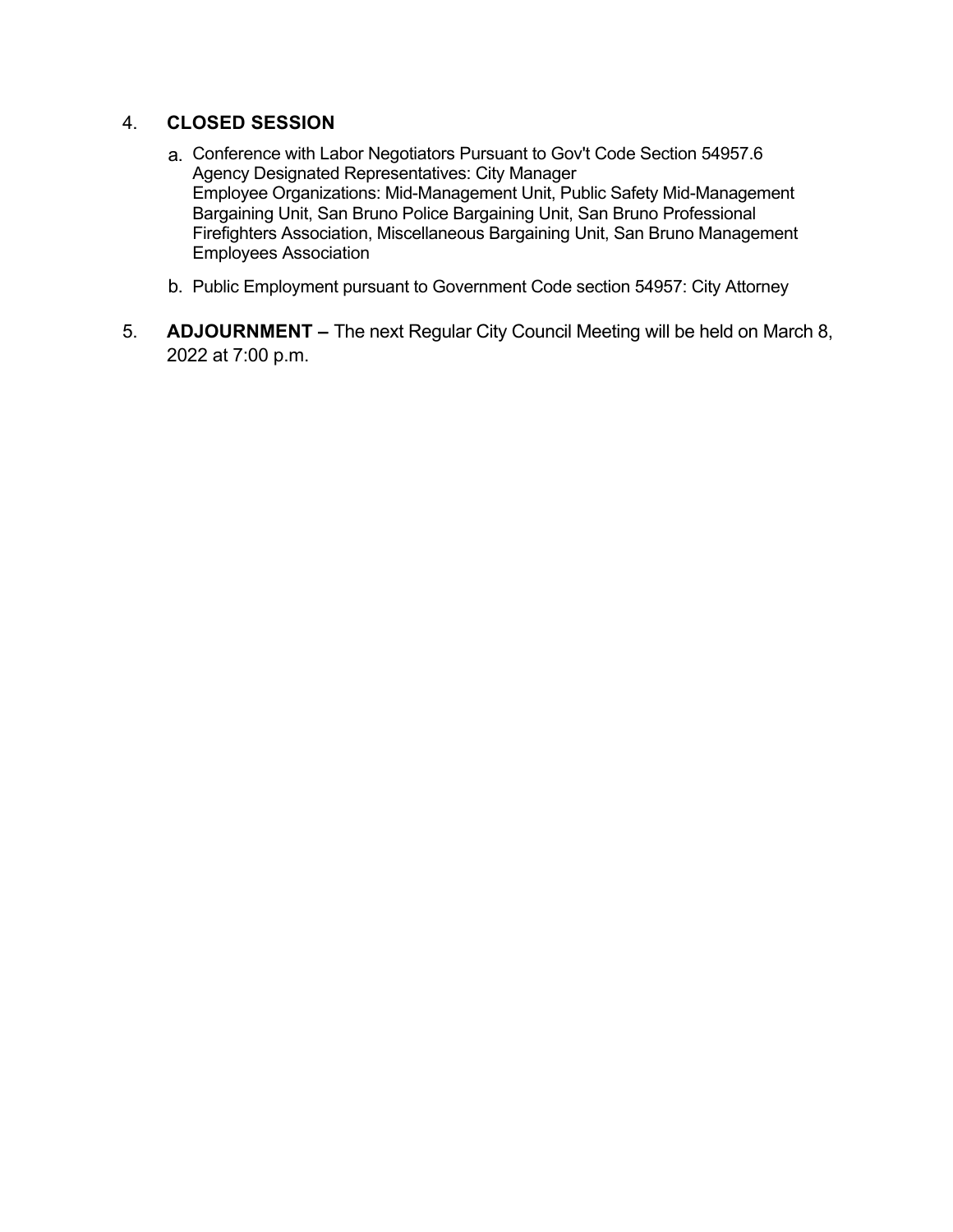4. **CLOSED SESSION**

   a. Conference with Labor Negotiators Pursuant to Gov't Code Section 54957.6
      Agency Designated Representatives: City Manager
      Employee Organizations: Mid-Management Unit, Public Safety Mid-Management Bargaining Unit, San Bruno Police Bargaining Unit, San Bruno Professional Firefighters Association, Miscellaneous Bargaining Unit, San Bruno Management Employees Association

   b. Public Employment pursuant to Government Code section 54957: City Attorney

5. **ADJOURNMENT –** The next Regular City Council Meeting will be held on March 8, 2022 at 7:00 p.m.